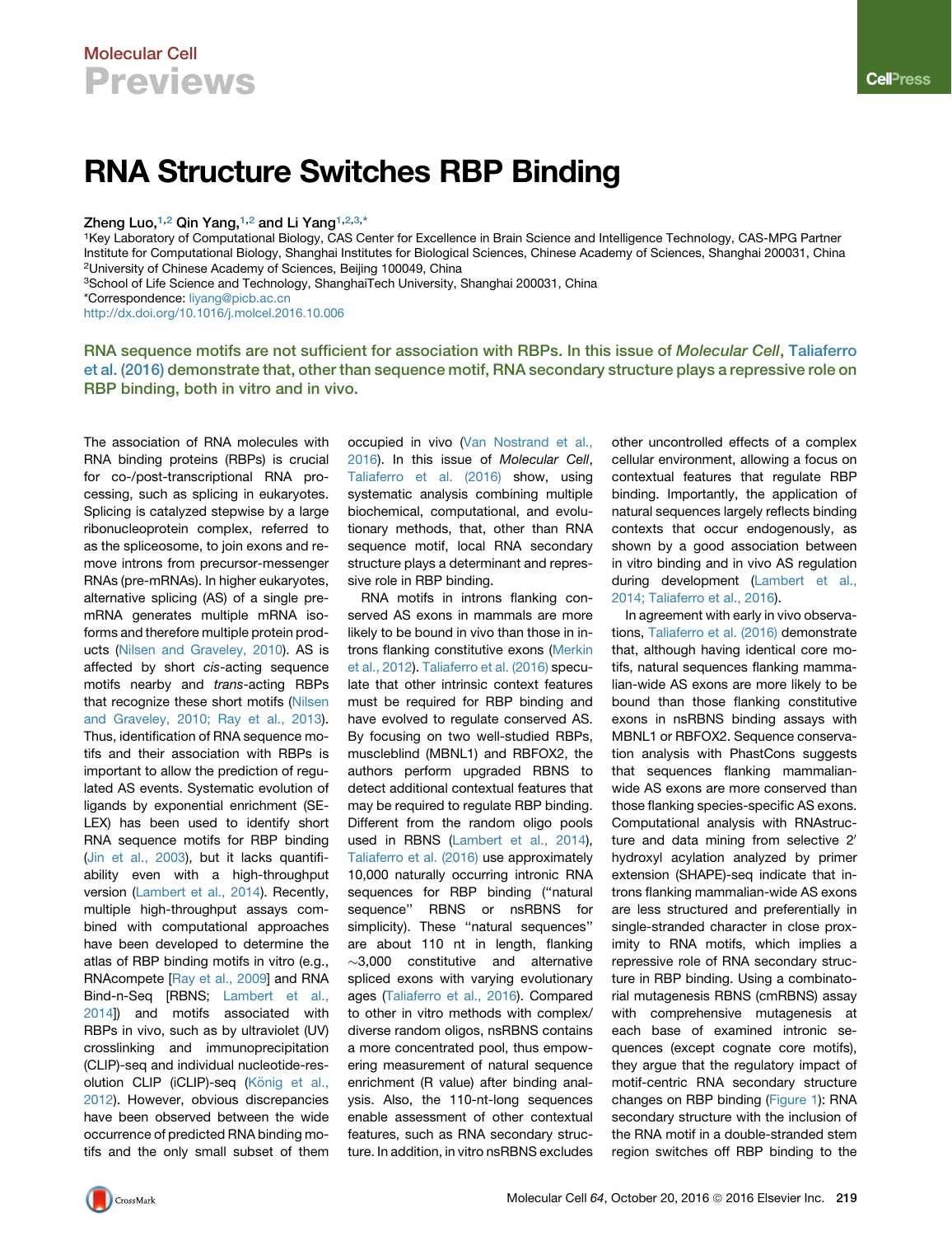# RNA Structure Switches RBP Binding

Zheng Luo,[1,2] Qin Yang,[1,2] and Li Yang[1,2,3,*]

[1]Key Laboratory of Computational Biology, CAS Center for Excellence in Brain Science and Intelligence Technology, CAS-MPG Partner Institute for Computational Biology, Shanghai Institutes for Biological Sciences, Chinese Academy of Sciences, Shanghai 200031, China

[2]University of Chinese Academy of Sciences, Beijing 100049, China

[3]School of Life Science and Technology, ShanghaiTech University, Shanghai 200031, China

*Correspondence: liyang@picb.ac.cn

http://dx.doi.org/10.1016/j.molcel.2016.10.006

**RNA sequence motifs are not sufficient for association with RBPs. In this issue of *Molecular Cell*, Taliaferro et al. (2016) demonstrate that, other than sequence motif, RNA secondary structure plays a repressive role on RBP binding, both in vitro and in vivo.**

The association of RNA molecules with RNA binding proteins (RBPs) is crucial for co-/post-transcriptional RNA processing, such as splicing in eukaryotes. Splicing is catalyzed stepwise by a large ribonucleoprotein complex, referred to as the spliceosome, to join exons and remove introns from precursor-messenger RNAs (pre-mRNAs). In higher eukaryotes, alternative splicing (AS) of a single pre-mRNA generates multiple mRNA isoforms and therefore multiple protein products (Nilsen and Graveley, 2010). AS is affected by short *cis*-acting sequence motifs nearby and *trans*-acting RBPs that recognize these short motifs (Nilsen and Graveley, 2010; Ray et al., 2013). Thus, identification of RNA sequence motifs and their association with RBPs is important to allow the prediction of regulated AS events. Systematic evolution of ligands by exponential enrichment (SELEX) has been used to identify short RNA sequence motifs for RBP binding (Jin et al., 2003), but it lacks quantifiability even with a high-throughput version (Lambert et al., 2014). Recently, multiple high-throughput assays combined with computational approaches have been developed to determine the atlas of RBP binding motifs in vitro (e.g., RNAcompete [Ray et al., 2009] and RNA Bind-n-Seq [RBNS; Lambert et al., 2014]) and motifs associated with RBPs in vivo, such as by ultraviolet (UV) crosslinking and immunoprecipitation (CLIP)-seq and individual nucleotide-resolution CLIP (iCLIP)-seq (König et al., 2012). However, obvious discrepancies have been observed between the wide occurrence of predicted RNA binding motifs and the only small subset of them occupied in vivo (Van Nostrand et al., 2016). In this issue of *Molecular Cell*, Taliaferro et al. (2016) show, using systematic analysis combining multiple biochemical, computational, and evolutionary methods, that, other than RNA sequence motif, local RNA secondary structure plays a determinant and repressive role in RBP binding.

RNA motifs in introns flanking conserved AS exons in mammals are more likely to be bound in vivo than those in introns flanking constitutive exons (Merkin et al., 2012). Taliaferro et al. (2016) speculate that other intrinsic context features must be required for RBP binding and have evolved to regulate conserved AS. By focusing on two well-studied RBPs, muscleblind (MBNL1) and RBFOX2, the authors perform upgraded RBNS to detect additional contextual features that may be required to regulate RBP binding. Different from the random oligo pools used in RBNS (Lambert et al., 2014), Taliaferro et al. (2016) use approximately 10,000 naturally occurring intronic RNA sequences for RBP binding ("natural sequence" RBNS or nsRBNS for simplicity). These "natural sequences" are about 110 nt in length, flanking ~3,000 constitutive and alternative spliced exons with varying evolutionary ages (Taliaferro et al., 2016). Compared to other in vitro methods with complex/diverse random oligos, nsRBNS contains a more concentrated pool, thus empowering measurement of natural sequence enrichment (R value) after binding analysis. Also, the 110-nt-long sequences enable assessment of other contextual features, such as RNA secondary structure. In addition, in vitro nsRBNS excludes other uncontrolled effects of a complex cellular environment, allowing a focus on contextual features that regulate RBP binding. Importantly, the application of natural sequences largely reflects binding contexts that occur endogenously, as shown by a good association between in vitro binding and in vivo AS regulation during development (Lambert et al., 2014; Taliaferro et al., 2016).

In agreement with early in vivo observations, Taliaferro et al. (2016) demonstrate that, although having identical core motifs, natural sequences flanking mammalian-wide AS exons are more likely to be bound than those flanking constitutive exons in nsRBNS binding assays with MBNL1 or RBFOX2. Sequence conservation analysis with PhastCons suggests that sequences flanking mammalian-wide AS exons are more conserved than those flanking species-specific AS exons. Computational analysis with RNAstructure and data mining from selective 2′ hydroxyl acylation analyzed by primer extension (SHAPE)-seq indicate that introns flanking mammalian-wide AS exons are less structured and preferentially in single-stranded character in close proximity to RNA motifs, which implies a repressive role of RNA secondary structure in RBP binding. Using a combinatorial mutagenesis RBNS (cmRBNS) assay with comprehensive mutagenesis at each base of examined intronic sequences (except cognate core motifs), they argue that the regulatory impact of motif-centric RNA secondary structure changes on RBP binding (Figure 1): RNA secondary structure with the inclusion of the RNA motif in a double-stranded stem region switches off RBP binding to the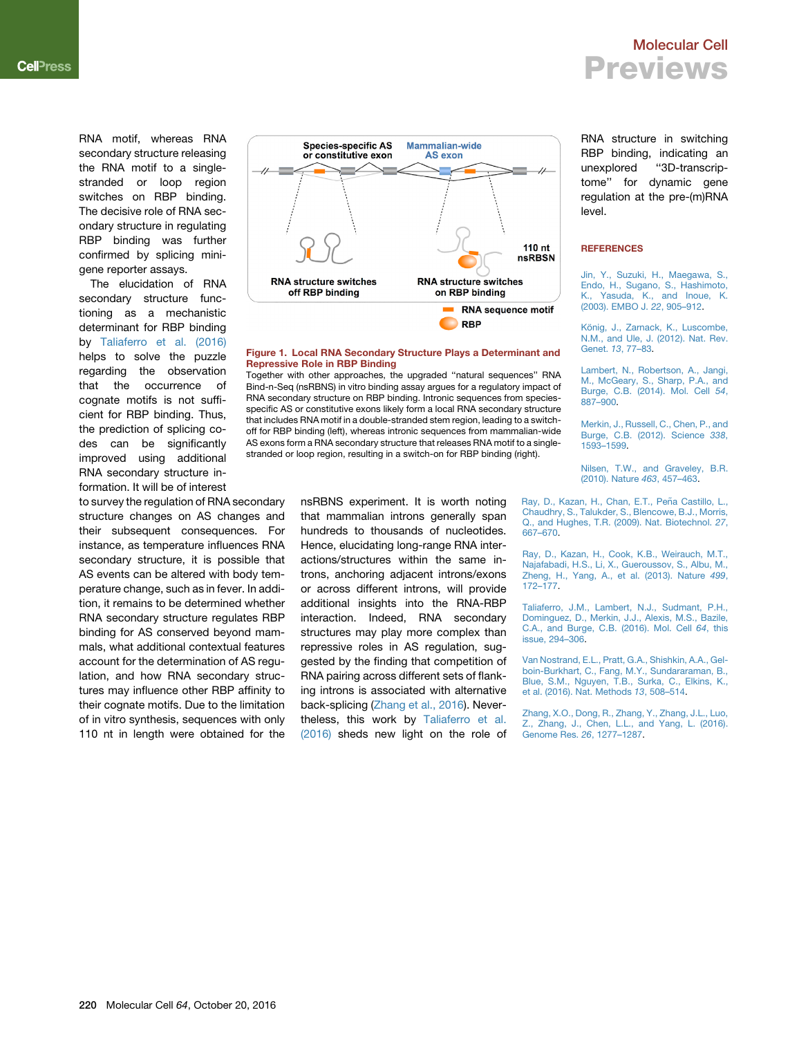RNA motif, whereas RNA secondary structure releasing the RNA motif to a single-stranded or loop region switches on RBP binding. The decisive role of RNA secondary structure in regulating RBP binding was further confirmed by splicing minigene reporter assays.

The elucidation of RNA secondary structure functioning as a mechanistic determinant for RBP binding by Taliaferro et al. (2016) helps to solve the puzzle regarding the observation that the occurrence of cognate motifs is not sufficient for RBP binding. Thus, the prediction of splicing codes can be significantly improved using additional RNA secondary structure information. It will be of interest to survey the regulation of RNA secondary structure changes on AS changes and their subsequent consequences. For instance, as temperature influences RNA secondary structure, it is possible that AS events can be altered with body temperature change, such as in fever. In addition, it remains to be determined whether RNA secondary structure regulates RBP binding for AS conserved beyond mammals, what additional contextual features account for the determination of AS regulation, and how RNA secondary structures may influence other RBP affinity to their cognate motifs. Due to the limitation of in vitro synthesis, sequences with only 110 nt in length were obtained for the nsRBNS experiment. It is worth noting that mammalian introns generally span hundreds to thousands of nucleotides. Hence, elucidating long-range RNA interactions/structures within the same introns, anchoring adjacent introns/exons or across different introns, will provide additional insights into the RNA-RBP interaction. Indeed, RNA secondary structures may play more complex than repressive roles in AS regulation, suggested by the finding that competition of RNA pairing across different sets of flanking introns is associated with alternative back-splicing (Zhang et al., 2016). Nevertheless, this work by Taliaferro et al. (2016) sheds new light on the role of RNA structure in switching RBP binding, indicating an unexplored "3D-transcriptome" for dynamic gene regulation at the pre-(m)RNA level.

Species-specific AS or constitutive exon

Mammalian-wide AS exon

110 nt nsRBSN

RNA structure switches off RBP binding

RNA structure switches on RBP binding

RNA sequence motif

RBP

**Figure 1. Local RNA Secondary Structure Plays a Determinant and Repressive Role in RBP Binding**

Together with other approaches, the upgraded "natural sequences" RNA Bind-n-Seq (nsRBNS) in vitro binding assay argues for a regulatory impact of RNA secondary structure on RBP binding. Intronic sequences from species-specific AS or constitutive exons likely form a local RNA secondary structure that includes RNA motif in a double-stranded stem region, leading to a switch-off for RBP binding (left), whereas intronic sequences from mammalian-wide AS exons form a RNA secondary structure that releases RNA motif to a single-stranded or loop region, resulting in a switch-on for RBP binding (right).

## REFERENCES

Jin, Y., Suzuki, H., Maegawa, S., Endo, H., Sugano, S., Hashimoto, K., Yasuda, K., and Inoue, K. (2003). EMBO J. *22*, 905–912.

König, J., Zarnack, K., Luscombe, N.M., and Ule, J. (2012). Nat. Rev. Genet. *13*, 77–83.

Lambert, N., Robertson, A., Jangi, M., McGeary, S., Sharp, P.A., and Burge, C.B. (2014). Mol. Cell *54*, 887–900.

Merkin, J., Russell, C., Chen, P., and Burge, C.B. (2012). Science *338*, 1593–1599.

Nilsen, T.W., and Graveley, B.R. (2010). Nature *463*, 457–463.

Ray, D., Kazan, H., Chan, E.T., Peña Castillo, L., Chaudhry, S., Talukder, S., Blencowe, B.J., Morris, Q., and Hughes, T.R. (2009). Nat. Biotechnol. *27*, 667–670.

Ray, D., Kazan, H., Cook, K.B., Weirauch, M.T., Najafabadi, H.S., Li, X., Gueroussov, S., Albu, M., Zheng, H., Yang, A., et al. (2013). Nature *499*, 172–177.

Taliaferro, J.M., Lambert, N.J., Sudmant, P.H., Dominguez, D., Merkin, J.J., Alexis, M.S., Bazile, C.A., and Burge, C.B. (2016). Mol. Cell *64*, this issue, 294–306.

Van Nostrand, E.L., Pratt, G.A., Shishkin, A.A., Gelboin-Burkhart, C., Fang, M.Y., Sundararaman, B., Blue, S.M., Nguyen, T.B., Surka, C., Elkins, K., et al. (2016). Nat. Methods *13*, 508–514.

Zhang, X.O., Dong, R., Zhang, Y., Zhang, J.L., Luo, Z., Zhang, J., Chen, L.L., and Yang, L. (2016). Genome Res. *26*, 1277–1287.